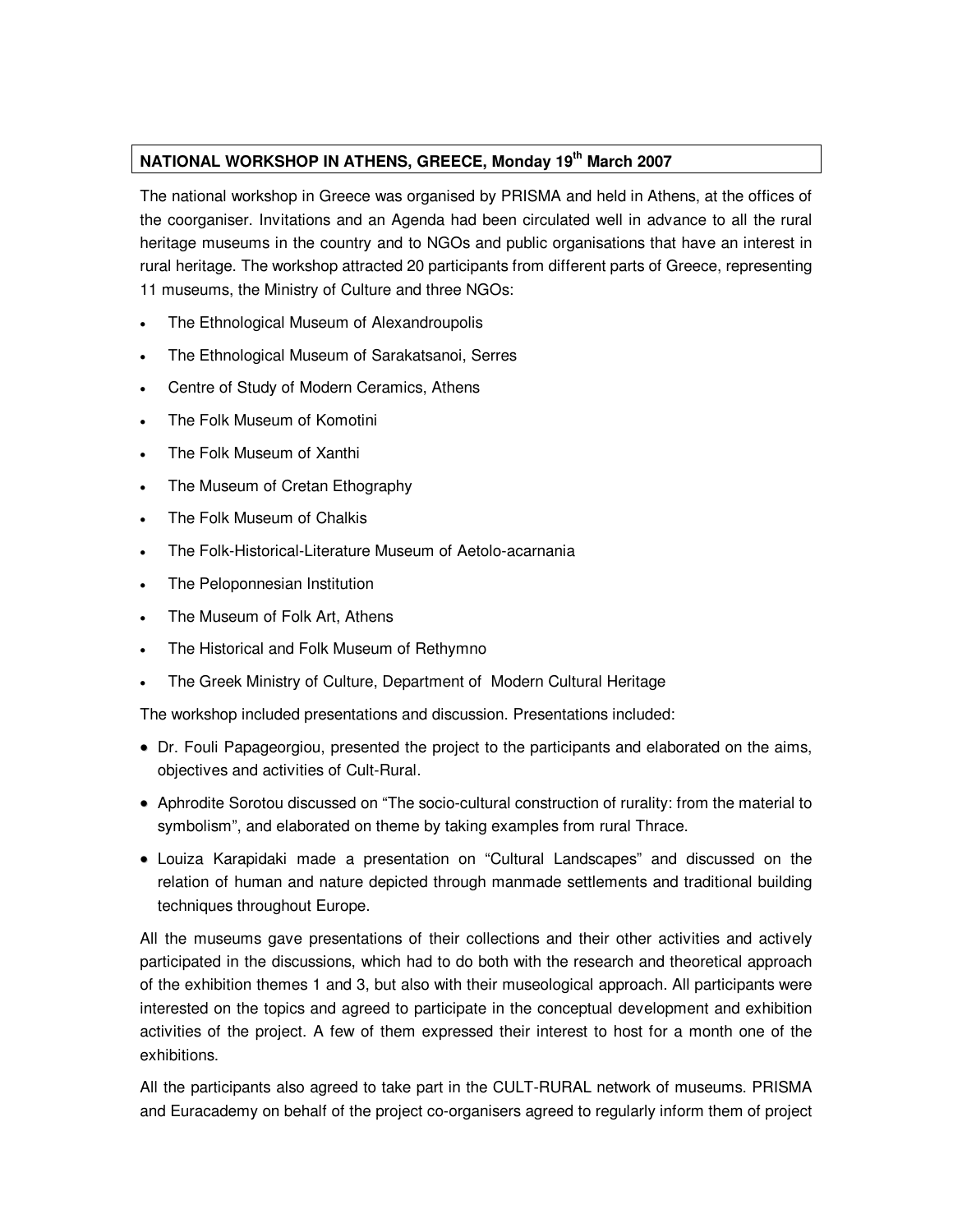**NATIONAL WORKSHOP IN ATHENS, GREECE, Monday 19th March 2007**

The national workshop in Greece was organised by PRISMA and held in Athens, at the offices of the coorganiser. Invitations and an Agenda had been circulated well in advance to all the rural heritage museums in the country and to NGOs and public organisations that have an interest in rural heritage. The workshop attracted 20 participants from different parts of Greece, representing 11 museums, the Ministry of Culture and three NGOs:

- The Ethnological Museum of Alexandroupolis
- The Ethnological Museum of Sarakatsanoi, Serres
- Centre of Study of Modern Ceramics, Athens
- The Folk Museum of Komotini
- The Folk Museum of Xanthi
- The Museum of Cretan Ethography
- The Folk Museum of Chalkis
- The Folk-Historical-Literature Museum of Aetolo-acarnania
- The Peloponnesian Institution
- The Museum of Folk Art, Athens
- The Historical and Folk Museum of Rethymno
- The Greek Ministry of Culture, Department of Modern Cultural Heritage

The workshop included presentations and discussion. Presentations included:

- Dr. Fouli Papageorgiou, presented the project to the participants and elaborated on the aims, objectives and activities of Cult-Rural.
- Aphrodite Sorotou discussed on "The socio-cultural construction of rurality: from the material to symbolism", and elaborated on theme by taking examples from rural Thrace.
- Louiza Karapidaki made a presentation on "Cultural Landscapes" and discussed on the relation of human and nature depicted through manmade settlements and traditional building techniques throughout Europe.

All the museums gave presentations of their collections and their other activities and actively participated in the discussions, which had to do both with the research and theoretical approach of the exhibition themes 1 and 3, but also with their museological approach. All participants were interested on the topics and agreed to participate in the conceptual development and exhibition activities of the project. A few of them expressed their interest to host for a month one of the exhibitions.

All the participants also agreed to take part in the CULT-RURAL network of museums. PRISMA and Euracademy on behalf of the project co-organisers agreed to regularly inform them of project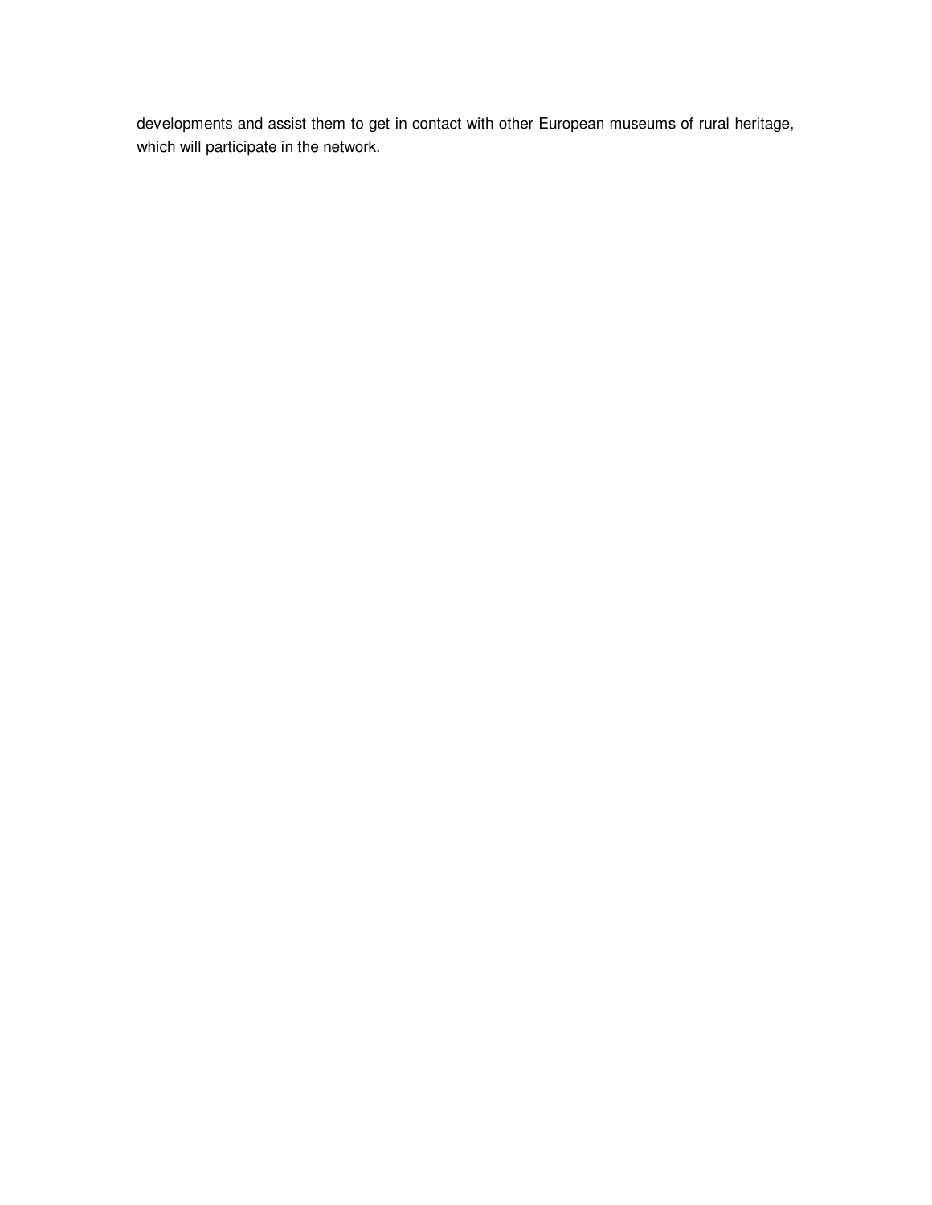developments and assist them to get in contact with other European museums of rural heritage, which will participate in the network.